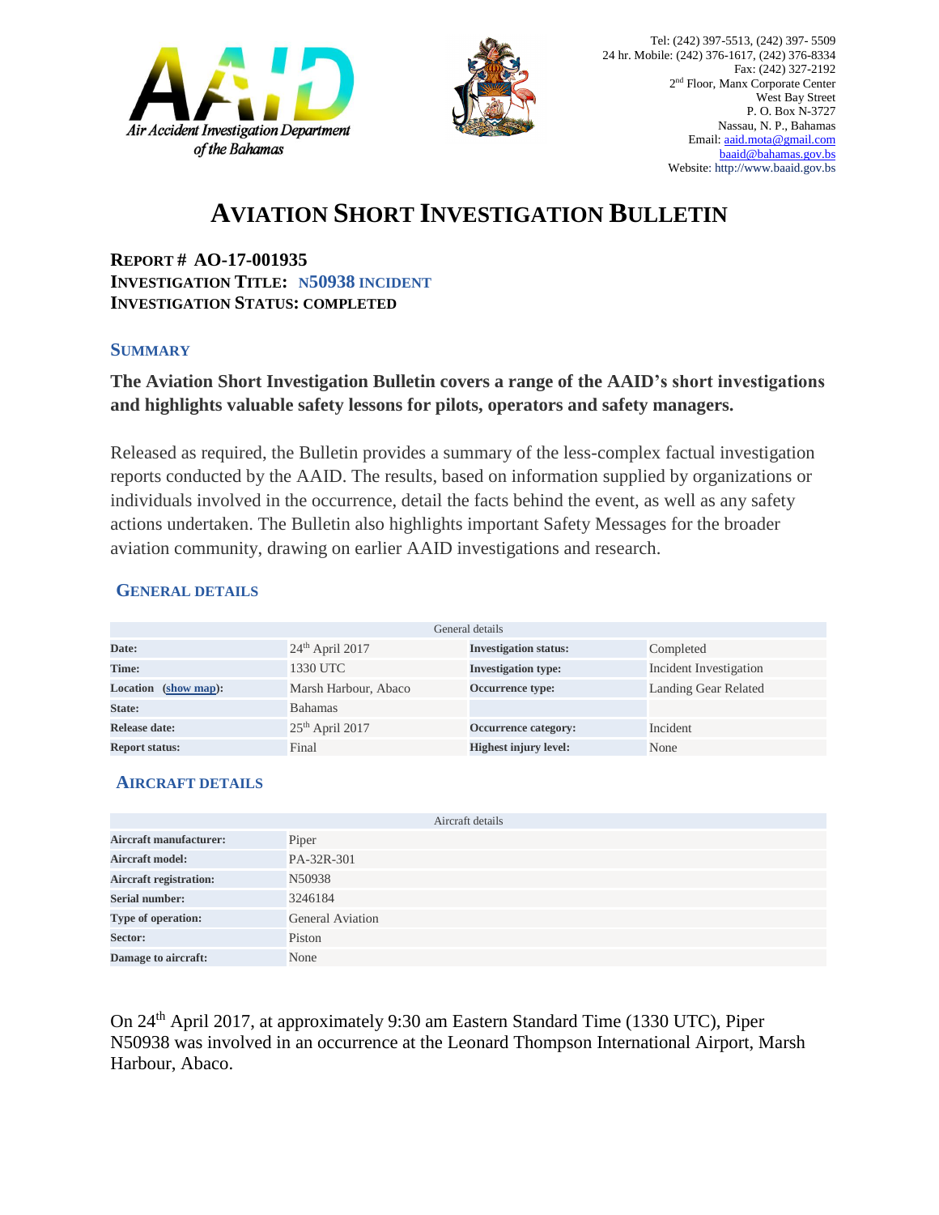Air Accident Investigation Department of the Bahamas

Tel: (242) 397-5513, (242) 397- 5509
24 hr. Mobile: (242) 376-1617, (242) 376-8334
Fax: (242) 327-2192
2nd Floor, Manx Corporate Center
West Bay Street
P. O. Box N-3727
Nassau, N. P., Bahamas
Email: aaid.mota@gmail.com
baaid@bahamas.gov.bs
Website: http://www.baaid.gov.bs

# AVIATION SHORT INVESTIGATION BULLETIN

**REPORT # AO-17-001935**
**INVESTIGATION TITLE: N50938 INCIDENT**
**INVESTIGATION STATUS: COMPLETED**

## SUMMARY

**The Aviation Short Investigation Bulletin covers a range of the AAID's short investigations and highlights valuable safety lessons for pilots, operators and safety managers.**

Released as required, the Bulletin provides a summary of the less-complex factual investigation reports conducted by the AAID. The results, based on information supplied by organizations or individuals involved in the occurrence, detail the facts behind the event, as well as any safety actions undertaken. The Bulletin also highlights important Safety Messages for the broader aviation community, drawing on earlier AAID investigations and research.

## GENERAL DETAILS

| General details | | | |
|---|---|---|---|
| **Date:** | 24th April 2017 | **Investigation status:** | Completed |
| **Time:** | 1330 UTC | **Investigation type:** | Incident Investigation |
| **Location (show map):** | Marsh Harbour, Abaco | **Occurrence type:** | Landing Gear Related |
| **State:** | Bahamas | | |
| **Release date:** | 25th April 2017 | **Occurrence category:** | Incident |
| **Report status:** | Final | **Highest injury level:** | None |

## AIRCRAFT DETAILS

| Aircraft details | |
|---|---|
| **Aircraft manufacturer:** | Piper |
| **Aircraft model:** | PA-32R-301 |
| **Aircraft registration:** | N50938 |
| **Serial number:** | 3246184 |
| **Type of operation:** | General Aviation |
| **Sector:** | Piston |
| **Damage to aircraft:** | None |

On 24th April 2017, at approximately 9:30 am Eastern Standard Time (1330 UTC), Piper N50938 was involved in an occurrence at the Leonard Thompson International Airport, Marsh Harbour, Abaco.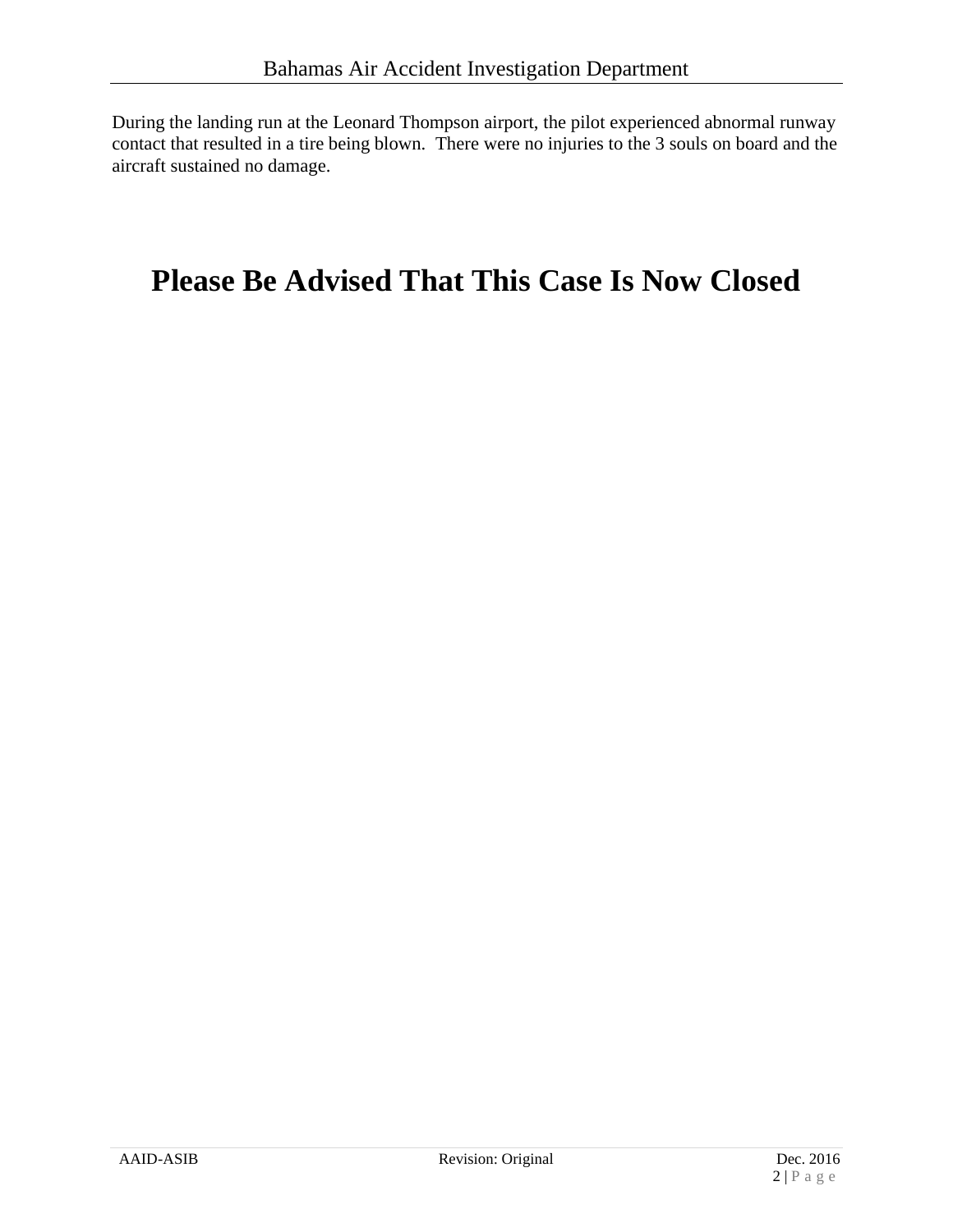During the landing run at the Leonard Thompson airport, the pilot experienced abnormal runway contact that resulted in a tire being blown. There were no injuries to the 3 souls on board and the aircraft sustained no damage.

# Please Be Advised That This Case Is Now Closed